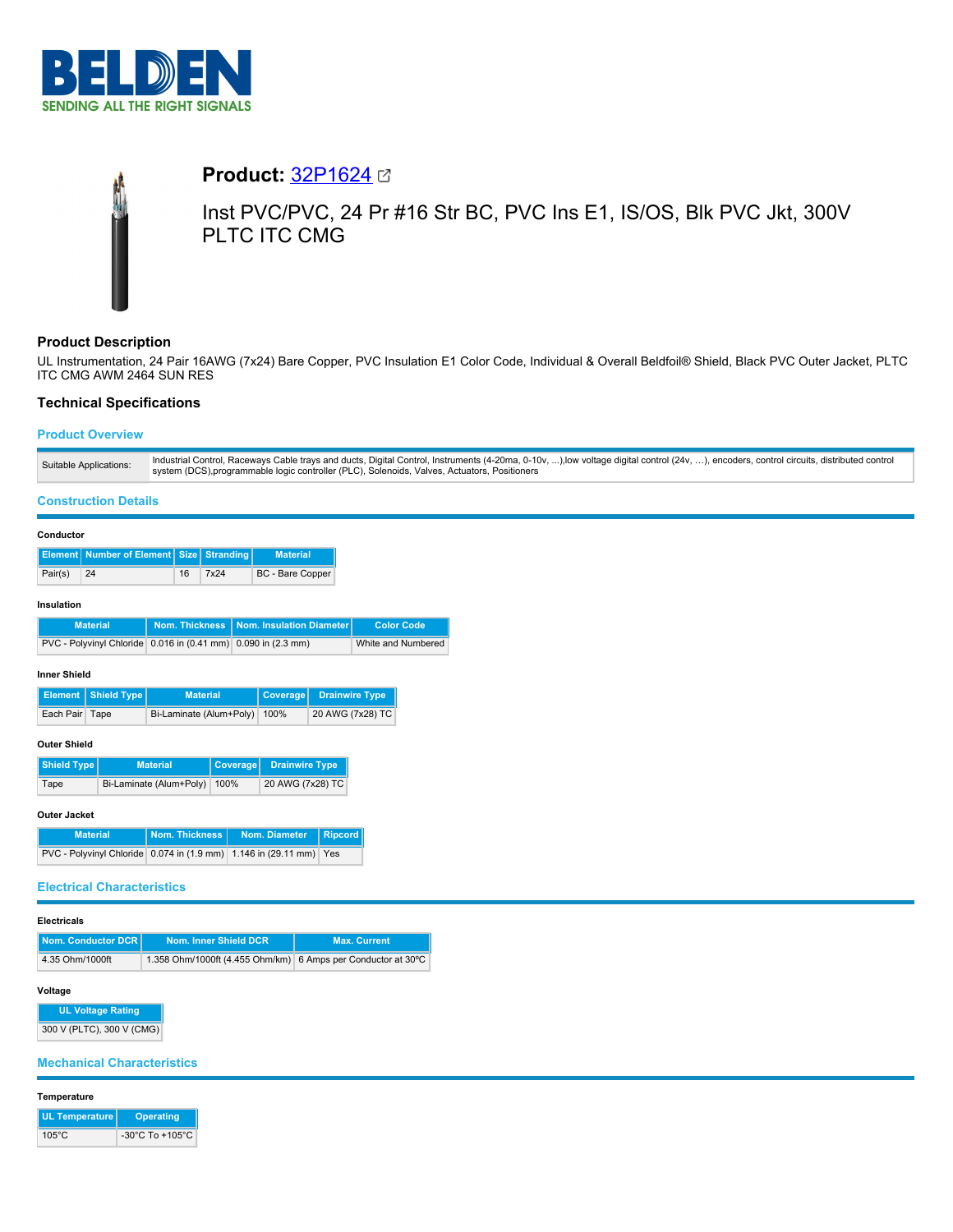# Product: 32P1624

Inst PVC/PVC, 24 Pr #16 Str BC, PVC Ins E1, IS/OS, Blk PVC Jkt, 300V PLTC ITC CMG

## Product Description

UL Instrumentation, 24 Pair 16AWG (7x24) Bare Copper, PVC Insulation E1 Color Code, Individual & Overall Beldfoil® Shield, Black PVC Outer Jacket, PLTC ITC CMG AWM 2464 SUN RES

## Technical Specifications

### Product Overview

| | |
|---|---|
| Suitable Applications: | Industrial Control, Raceways Cable trays and ducts, Digital Control, Instruments (4-20ma, 0-10v, ...),low voltage digital control (24v, ...), encoders, control circuits, distributed control system (DCS),programmable logic controller (PLC), Solenoids, Valves, Actuators, Positioners |

### Construction Details

#### Conductor

| Element | Number of Element | Size | Stranding | Material |
|---|---|---|---|---|
| Pair(s) | 24 | 16 | 7x24 | BC - Bare Copper |

#### Insulation

| Material | Nom. Thickness | Nom. Insulation Diameter | Color Code |
|---|---|---|---|
| PVC - Polyvinyl Chloride | 0.016 in (0.41 mm) | 0.090 in (2.3 mm) | White and Numbered |

#### Inner Shield

| Element | Shield Type | Material | Coverage | Drainwire Type |
|---|---|---|---|---|
| Each Pair | Tape | Bi-Laminate (Alum+Poly) | 100% | 20 AWG (7x28) TC |

#### Outer Shield

| Shield Type | Material | Coverage | Drainwire Type |
|---|---|---|---|
| Tape | Bi-Laminate (Alum+Poly) | 100% | 20 AWG (7x28) TC |

#### Outer Jacket

| Material | Nom. Thickness | Nom. Diameter | Ripcord |
|---|---|---|---|
| PVC - Polyvinyl Chloride | 0.074 in (1.9 mm) | 1.146 in (29.11 mm) | Yes |

### Electrical Characteristics

#### Electricals

| Nom. Conductor DCR | Nom. Inner Shield DCR | Max. Current |
|---|---|---|
| 4.35 Ohm/1000ft | 1.358 Ohm/1000ft (4.455 Ohm/km) | 6 Amps per Conductor at 30ºC |

#### Voltage

| UL Voltage Rating |
|---|
| 300 V (PLTC), 300 V (CMG) |

### Mechanical Characteristics

#### Temperature

| UL Temperature | Operating |
|---|---|
| 105°C | -30°C To +105°C |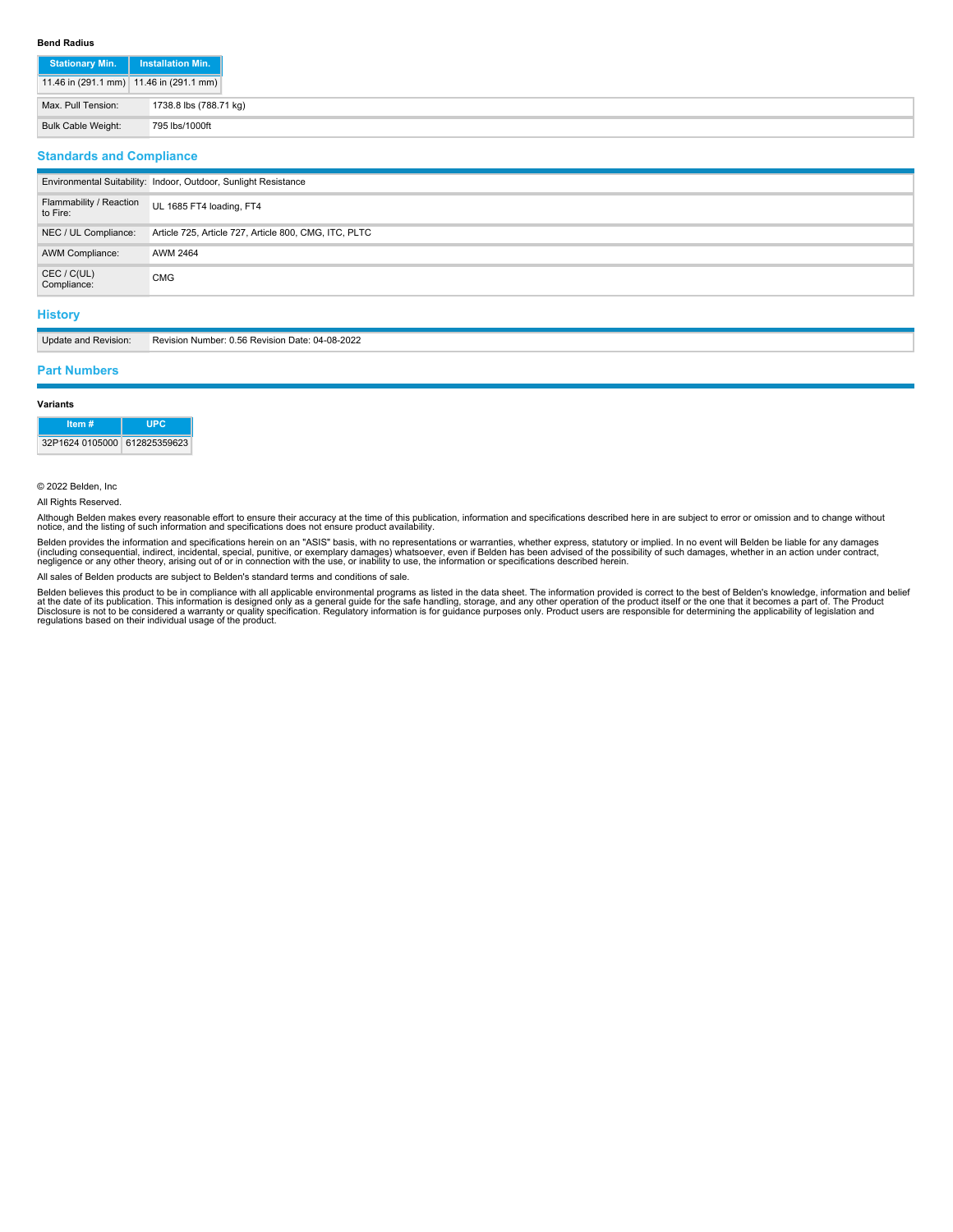**Bend Radius**

| Stationary Min. | Installation Min. |
| --- | --- |
| 11.46 in (291.1 mm) | 11.46 in (291.1 mm) |

| | |
| --- | --- |
| Max. Pull Tension: | 1738.8 lbs (788.71 kg) |
| Bulk Cable Weight: | 795 lbs/1000ft |

## Standards and Compliance

| | |
| --- | --- |
| Environmental Suitability: | Indoor, Outdoor, Sunlight Resistance |
| Flammability / Reaction to Fire: | UL 1685 FT4 loading, FT4 |
| NEC / UL Compliance: | Article 725, Article 727, Article 800, CMG, ITC, PLTC |
| AWM Compliance: | AWM 2464 |
| CEC / C(UL) Compliance: | CMG |

## History

| | |
| --- | --- |
| Update and Revision: | Revision Number: 0.56 Revision Date: 04-08-2022 |

## Part Numbers

**Variants**

| Item # | UPC |
| --- | --- |
| 32P1624 0105000 | 612825359623 |

© 2022 Belden, Inc

All Rights Reserved.

Although Belden makes every reasonable effort to ensure their accuracy at the time of this publication, information and specifications described here in are subject to error or omission and to change without notice, and the listing of such information and specifications does not ensure product availability.

Belden provides the information and specifications herein on an "ASIS" basis, with no representations or warranties, whether express, statutory or implied. In no event will Belden be liable for any damages (including consequential, indirect, incidental, special, punitive, or exemplary damages) whatsoever, even if Belden has been advised of the possibility of such damages, whether in an action under contract, negligence or any other theory, arising out of or in connection with the use, or inability to use, the information or specifications described herein.

All sales of Belden products are subject to Belden's standard terms and conditions of sale.

Belden believes this product to be in compliance with all applicable environmental programs as listed in the data sheet. The information provided is correct to the best of Belden's knowledge, information and belief at the date of its publication. This information is designed only as a general guide for the safe handling, storage, and any other operation of the product itself or the one that it becomes a part of. The Product Disclosure is not to be considered a warranty or quality specification. Regulatory information is for guidance purposes only. Product users are responsible for determining the applicability of legislation and regulations based on their individual usage of the product.